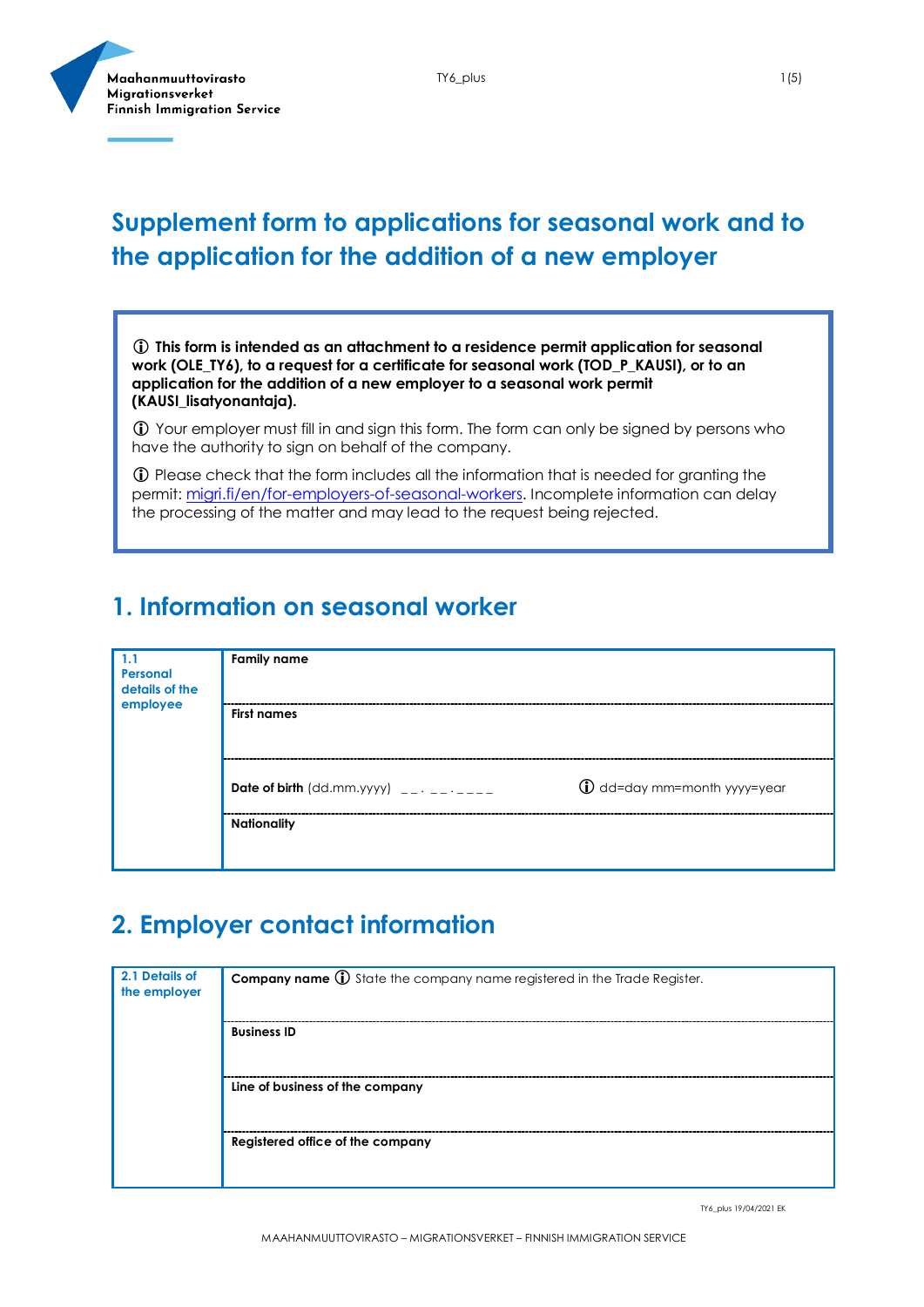Maahanmuuttovirasto
Migrationsverket
Finnish Immigration Service

# Supplement form to applications for seasonal work and to the application for the addition of a new employer

> ⓘ **This form is intended as an attachment to a residence permit application for seasonal work (OLE_TY6), to a request for a certificate for seasonal work (TOD_P_KAUSI), or to an application for the addition of a new employer to a seasonal work permit (KAUSI_lisatyonantaja).**
>
> ⓘ Your employer must fill in and sign this form. The form can only be signed by persons who have the authority to sign on behalf of the company.
>
> ⓘ Please check that the form includes all the information that is needed for granting the permit: migri.fi/en/for-employers-of-seasonal-workers. Incomplete information can delay the processing of the matter and may lead to the request being rejected.

## 1. Information on seasonal worker

| **1.1 Personal details of the employee** | |
|---|---|
| | **Family name** |
| | **First names** |
| | **Date of birth** (dd.mm.yyyy) __ . __ . ____ ⓘ dd=day mm=month yyyy=year |
| | **Nationality** |

## 2. Employer contact information

| **2.1 Details of the employer** | |
|---|---|
| | **Company name** ⓘ State the company name registered in the Trade Register. |
| | **Business ID** |
| | **Line of business of the company** |
| | **Registered office of the company** |

TY6_plus 19/04/2021 EK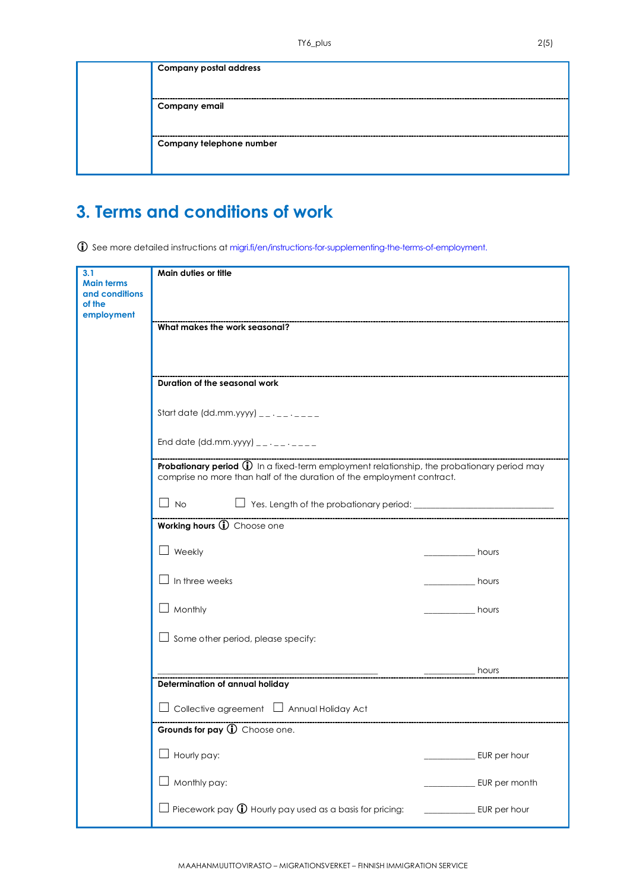| | |
|---|---|
| | **Company postal address** |
| | **Company email** |
| | **Company telephone number** |

# 3. Terms and conditions of work

ⓘ See more detailed instructions at migri.fi/en/instructions-for-supplementing-the-terms-of-employment.

| | |
|---|---|
| **3.1 Main terms and conditions of the employment** | **Main duties or title** |
| | **What makes the work seasonal?** |
| | **Duration of the seasonal work**<br><br>Start date (dd.mm.yyyy) _ _ . _ _ . _ _ _ _<br><br>End date (dd.mm.yyyy) _ _ . _ _ . _ _ _ _ |
| | **Probationary period** ⓘ In a fixed-term employment relationship, the probationary period may comprise no more than half of the duration of the employment contract.<br><br>☐ No ☐ Yes. Length of the probationary period: ______________________________ |
| | **Working hours** ⓘ Choose one<br><br>☐ Weekly ___________ hours<br><br>☐ In three weeks ___________ hours<br><br>☐ Monthly ___________ hours<br><br>☐ Some other period, please specify:<br><br>______________________________________________ ___________ hours |
| | **Determination of annual holiday**<br><br>☐ Collective agreement ☐ Annual Holiday Act |
| | **Grounds for pay** ⓘ Choose one.<br><br>☐ Hourly pay: ___________ EUR per hour<br><br>☐ Monthly pay: ___________ EUR per month<br><br>☐ Piecework pay ⓘ Hourly pay used as a basis for pricing: ___________ EUR per hour |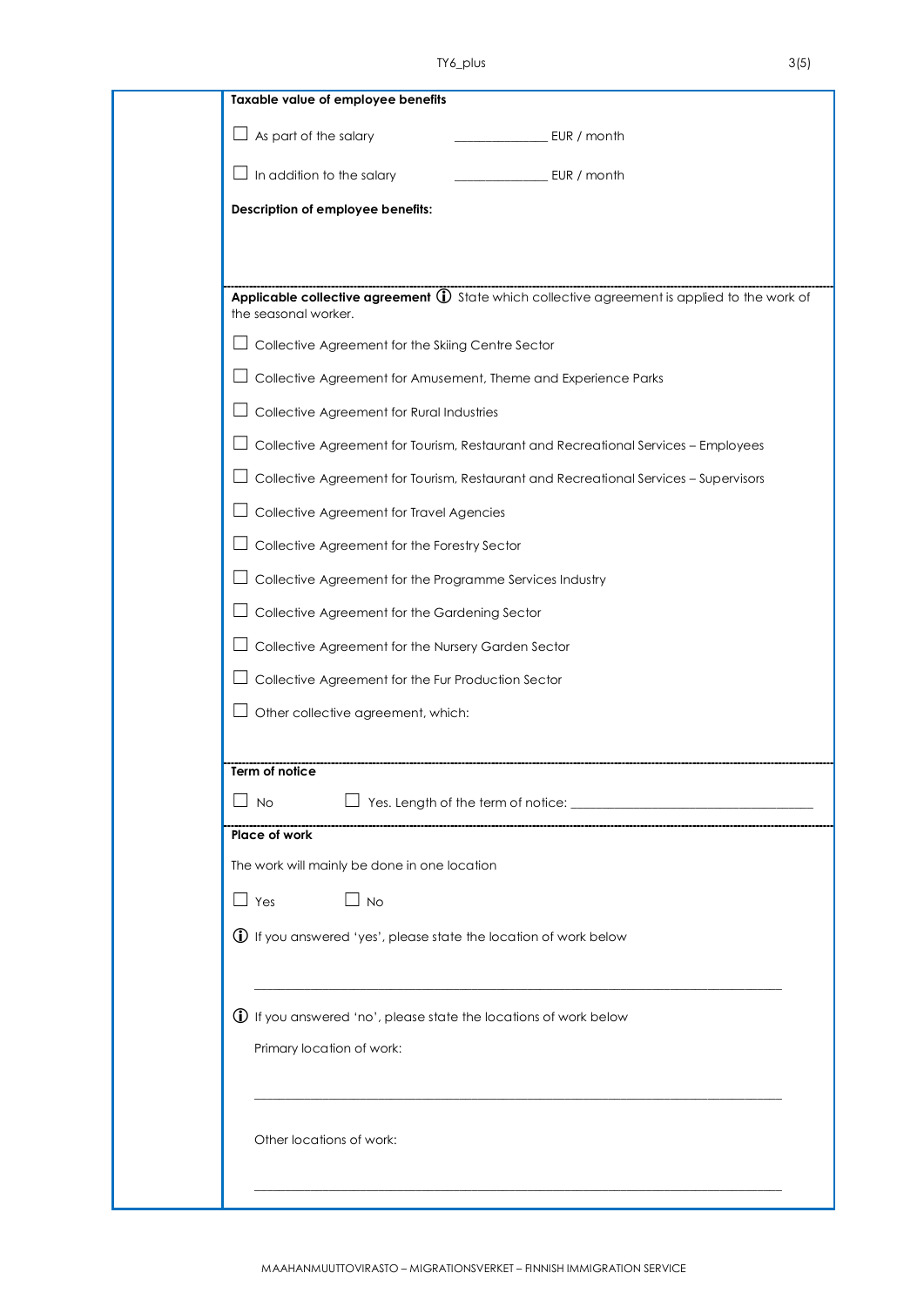**Taxable value of employee benefits**

☐ As part of the salary ______________ EUR / month

☐ In addition to the salary ______________ EUR / month

**Description of employee benefits:**

**Applicable collective agreement** ⓘ State which collective agreement is applied to the work of the seasonal worker.

☐ Collective Agreement for the Skiing Centre Sector

☐ Collective Agreement for Amusement, Theme and Experience Parks

☐ Collective Agreement for Rural Industries

☐ Collective Agreement for Tourism, Restaurant and Recreational Services – Employees

☐ Collective Agreement for Tourism, Restaurant and Recreational Services – Supervisors

☐ Collective Agreement for Travel Agencies

☐ Collective Agreement for the Forestry Sector

☐ Collective Agreement for the Programme Services Industry

☐ Collective Agreement for the Gardening Sector

☐ Collective Agreement for the Nursery Garden Sector

☐ Collective Agreement for the Fur Production Sector

☐ Other collective agreement, which:

**Term of notice**

☐ No ☐ Yes. Length of the term of notice: ________________________________________

**Place of work**

The work will mainly be done in one location

☐ Yes ☐ No

ⓘ If you answered 'yes', please state the location of work below

______________________________________________________________________________

ⓘ If you answered 'no', please state the locations of work below

Primary location of work:

______________________________________________________________________________

Other locations of work:

______________________________________________________________________________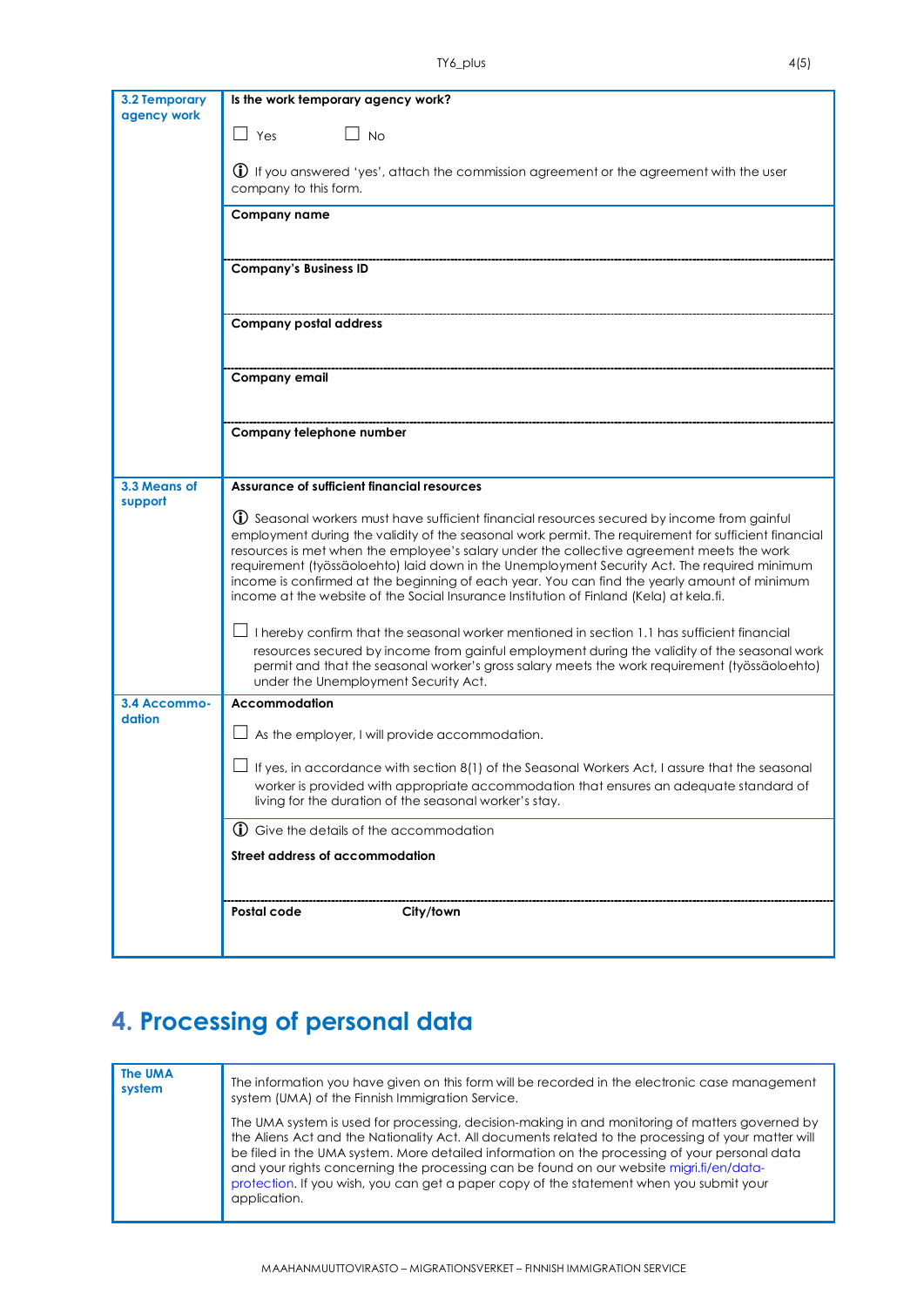| | |
|---|---|
| **3.2 Temporary agency work** | **Is the work temporary agency work?**<br><br>☐ Yes ☐ No<br><br>ⓘ If you answered 'yes', attach the commission agreement or the agreement with the user company to this form. |
| | **Company name** |
| | **Company's Business ID** |
| | **Company postal address** |
| | **Company email** |
| | **Company telephone number** |
| **3.3 Means of support** | **Assurance of sufficient financial resources**<br><br>ⓘ Seasonal workers must have sufficient financial resources secured by income from gainful employment during the validity of the seasonal work permit. The requirement for sufficient financial resources is met when the employee's salary under the collective agreement meets the work requirement (työssäoloehto) laid down in the Unemployment Security Act. The required minimum income is confirmed at the beginning of each year. You can find the yearly amount of minimum income at the website of the Social Insurance Institution of Finland (Kela) at kela.fi.<br><br>☐ I hereby confirm that the seasonal worker mentioned in section 1.1 has sufficient financial resources secured by income from gainful employment during the validity of the seasonal work permit and that the seasonal worker's gross salary meets the work requirement (työssäoloehto) under the Unemployment Security Act. |
| **3.4 Accommodation** | **Accommodation**<br><br>☐ As the employer, I will provide accommodation.<br><br>☐ If yes, in accordance with section 8(1) of the Seasonal Workers Act, I assure that the seasonal worker is provided with appropriate accommodation that ensures an adequate standard of living for the duration of the seasonal worker's stay. |
| | ⓘ Give the details of the accommodation<br><br>**Street address of accommodation** |
| | **Postal code** **City/town** |

# 4. Processing of personal data

| | |
|---|---|
| **The UMA system** | The information you have given on this form will be recorded in the electronic case management system (UMA) of the Finnish Immigration Service.<br><br>The UMA system is used for processing, decision-making in and monitoring of matters governed by the Aliens Act and the Nationality Act. All documents related to the processing of your matter will be filed in the UMA system. More detailed information on the processing of your personal data and your rights concerning the processing can be found on our website migri.fi/en/data-protection. If you wish, you can get a paper copy of the statement when you submit your application. |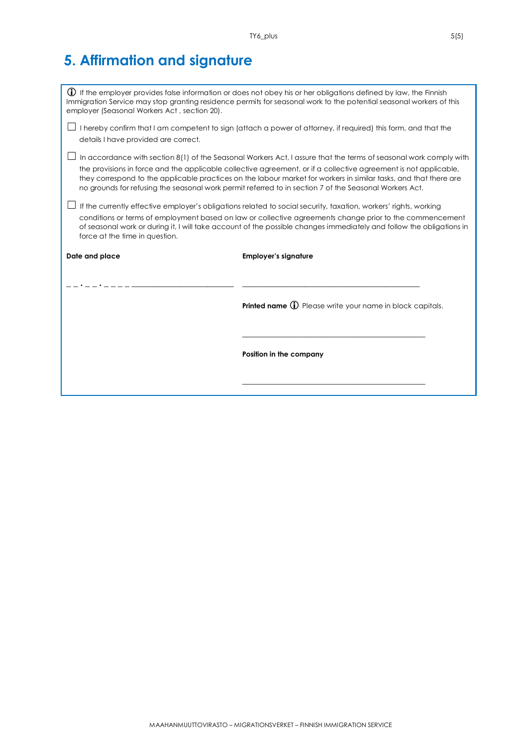## 5. Affirmation and signature

ⓘ If the employer provides false information or does not obey his or her obligations defined by law, the Finnish Immigration Service may stop granting residence permits for seasonal work to the potential seasonal workers of this employer (Seasonal Workers Act , section 20).

☐ I hereby confirm that I am competent to sign (attach a power of attorney, if required) this form, and that the details I have provided are correct.

☐ In accordance with section 8(1) of the Seasonal Workers Act, I assure that the terms of seasonal work comply with the provisions in force and the applicable collective agreement, or if a collective agreement is not applicable, they correspond to the applicable practices on the labour market for workers in similar tasks, and that there are no grounds for refusing the seasonal work permit referred to in section 7 of the Seasonal Workers Act.

☐ If the currently effective employer's obligations related to social security, taxation, workers' rights, working conditions or terms of employment based on law or collective agreements change prior to the commencement of seasonal work or during it, I will take account of the possible changes immediately and follow the obligations in force at the time in question.

**Date and place**

_ _ . _ _ . _ _ _ _ ____________________________

**Employer's signature**

______________________________________________

**Printed name** ⓘ Please write your name in block capitals.

______________________________________________

**Position in the company**

______________________________________________